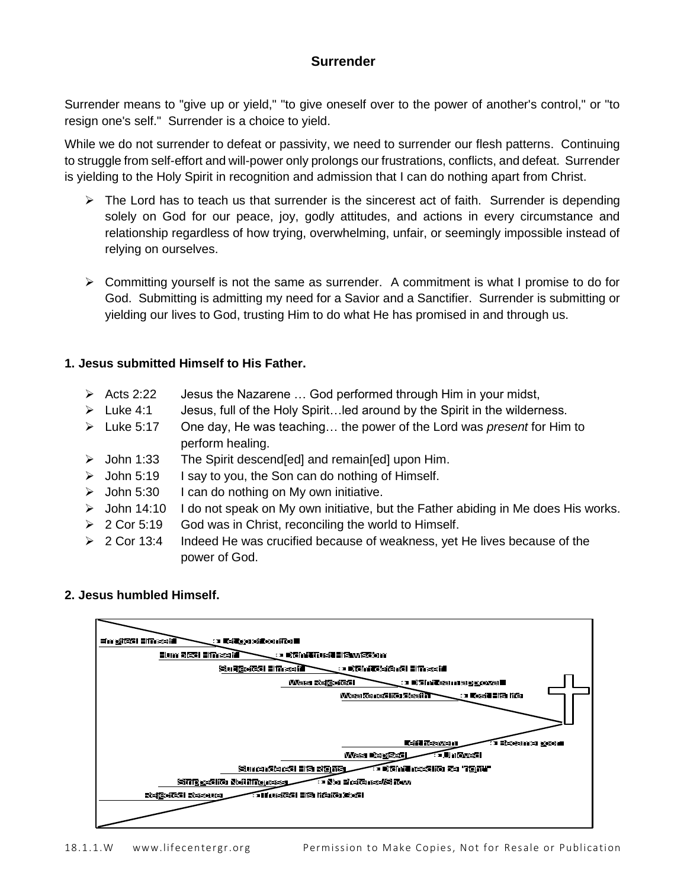**Surrender**

Surrender means to "give up or yield," "to give oneself over to the power of another's control," or "to resign one's self." Surrender is a choice to yield.

While we do not surrender to defeat or passivity, we need to surrender our flesh patterns. Continuing to struggle from self-effort and will-power only prolongs our frustrations, conflicts, and defeat. Surrender is yielding to the Holy Spirit in recognition and admission that I can do nothing apart from Christ.

- The Lord has to teach us that surrender is the sincerest act of faith. Surrender is depending solely on God for our peace, joy, godly attitudes, and actions in every circumstance and relationship regardless of how trying, overwhelming, unfair, or seemingly impossible instead of relying on ourselves.

- Committing yourself is not the same as surrender. A commitment is what I promise to do for God. Submitting is admitting my need for a Savior and a Sanctifier. Surrender is submitting or yielding our lives to God, trusting Him to do what He has promised in and through us.

**1. Jesus submitted Himself to His Father.**

- Acts 2:22 Jesus the Nazarene … God performed through Him in your midst,
- Luke 4:1 Jesus, full of the Holy Spirit…led around by the Spirit in the wilderness.
- Luke 5:17 One day, He was teaching… the power of the Lord was *present* for Him to perform healing.
- John 1:33 The Spirit descend[ed] and remain[ed] upon Him.
- John 5:19 I say to you, the Son can do nothing of Himself.
- John 5:30 I can do nothing on My own initiative.
- John 14:10 I do not speak on My own initiative, but the Father abiding in Me does His works.
- 2 Cor 5:19 God was in Christ, reconciling the world to Himself.
- 2 Cor 13:4 Indeed He was crucified because of weakness, yet He lives because of the power of God.

**2. Jesus humbled Himself.**

Emptied Himself → Let go of control
Humbled Himself → Didn't trust His wisdom
Subjected Himself → Didn't defend Himself
Was Rejected → Didn't earn approval
Weakened to death → Lost His life

Left heaven → Became poor
Was Despised → Unloved
Surrendered His Rights → Didn't need to be "right"
Stripped to Nothingness → No Pretense/Show
Rejected Rescue → Trusted His life to God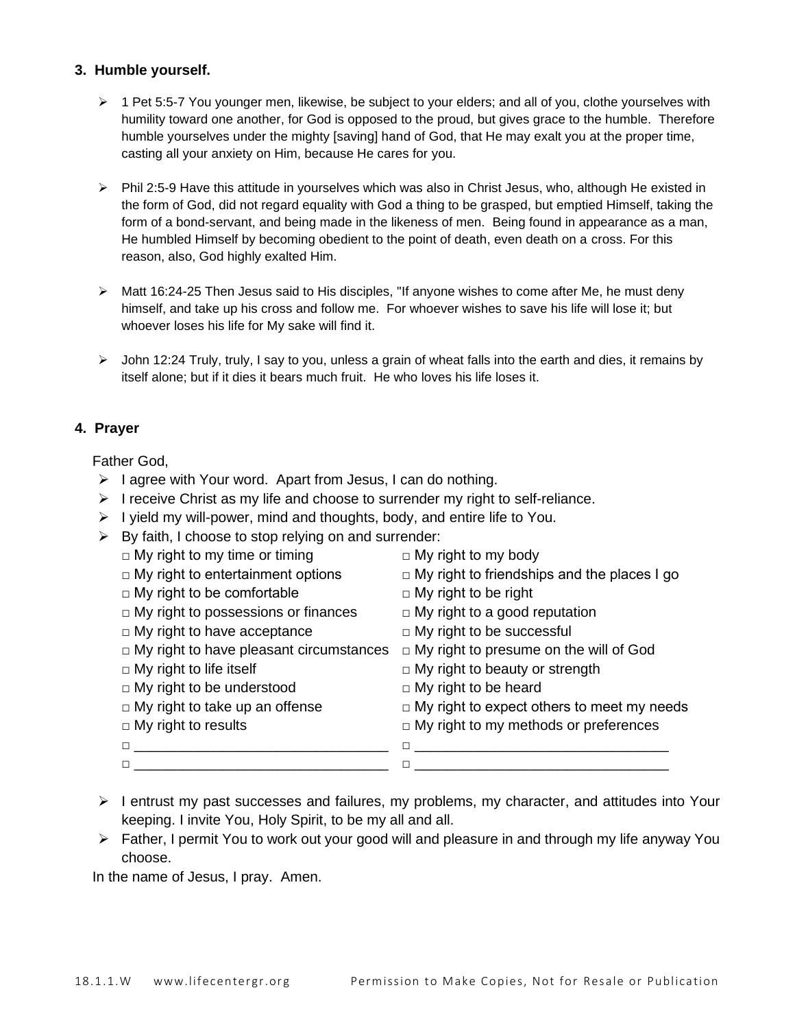### 3. Humble yourself.

- 1 Pet 5:5-7 You younger men, likewise, be subject to your elders; and all of you, clothe yourselves with humility toward one another, for God is opposed to the proud, but gives grace to the humble. Therefore humble yourselves under the mighty [saving] hand of God, that He may exalt you at the proper time, casting all your anxiety on Him, because He cares for you.

- Phil 2:5-9 Have this attitude in yourselves which was also in Christ Jesus, who, although He existed in the form of God, did not regard equality with God a thing to be grasped, but emptied Himself, taking the form of a bond-servant, and being made in the likeness of men. Being found in appearance as a man, He humbled Himself by becoming obedient to the point of death, even death on a cross. For this reason, also, God highly exalted Him.

- Matt 16:24-25 Then Jesus said to His disciples, "If anyone wishes to come after Me, he must deny himself, and take up his cross and follow me. For whoever wishes to save his life will lose it; but whoever loses his life for My sake will find it.

- John 12:24 Truly, truly, I say to you, unless a grain of wheat falls into the earth and dies, it remains by itself alone; but if it dies it bears much fruit. He who loves his life loses it.

### 4. Prayer

Father God,

- I agree with Your word. Apart from Jesus, I can do nothing.
- I receive Christ as my life and choose to surrender my right to self-reliance.
- I yield my will-power, mind and thoughts, body, and entire life to You.
- By faith, I choose to stop relying on and surrender:

| | |
|---|---|
| □ My right to my time or timing | □ My right to my body |
| □ My right to entertainment options | □ My right to friendships and the places I go |
| □ My right to be comfortable | □ My right to be right |
| □ My right to possessions or finances | □ My right to a good reputation |
| □ My right to have acceptance | □ My right to be successful |
| □ My right to have pleasant circumstances | □ My right to presume on the will of God |
| □ My right to life itself | □ My right to beauty or strength |
| □ My right to be understood | □ My right to be heard |
| □ My right to take up an offense | □ My right to expect others to meet my needs |
| □ My right to results | □ My right to my methods or preferences |
| □ ________________________________ | □ ________________________________ |
| □ ________________________________ | □ ________________________________ |

- I entrust my past successes and failures, my problems, my character, and attitudes into Your keeping. I invite You, Holy Spirit, to be my all and all.
- Father, I permit You to work out your good will and pleasure in and through my life anyway You choose.

In the name of Jesus, I pray. Amen.

18.1.1.W www.lifecentergr.org Permission to Make Copies, Not for Resale or Publication